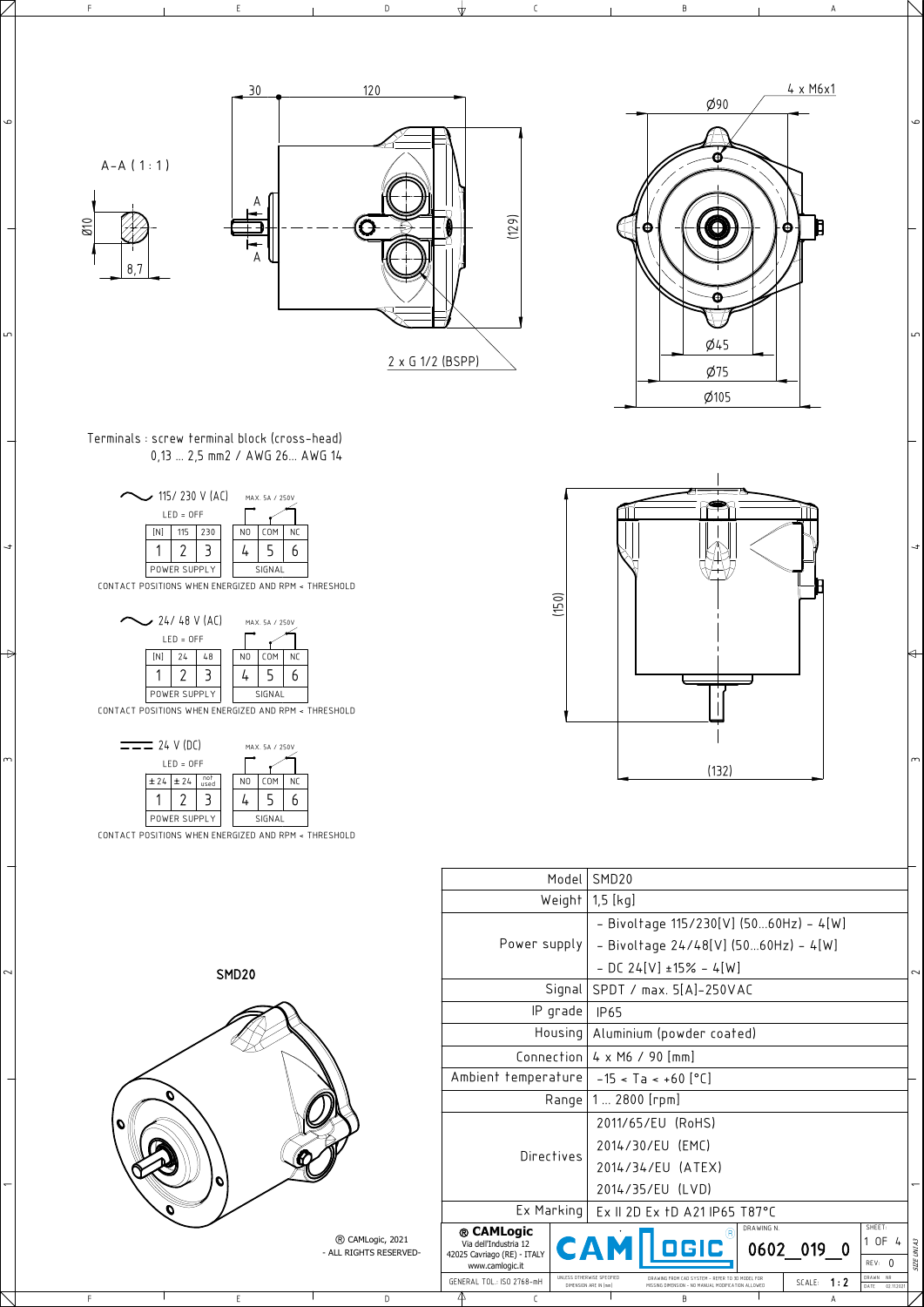A-A ( 1 : 1 )

Ø10

8,7

30 120

(129)

2 x G 1/2 (BSPP)

4 x M6x1

Ø90

Ø45

Ø75

Ø105

(150)

(132)

Terminals : screw terminal block (cross-head)
0,13 ... 2,5 mm2 / AWG 26... AWG 14

115/ 230 V (AC) — LED = OFF — MAX. 5A / 250V

| [N] | 115 | 230 | NO | COM | NC |
|---|---|---|---|---|---|
| 1 | 2 | 3 | 4 | 5 | 6 |
| POWER SUPPLY | | | SIGNAL | | |

CONTACT POSITIONS WHEN ENERGIZED AND RPM < THRESHOLD

24/ 48 V (AC) — LED = OFF — MAX. 5A / 250V

| [N] | 24 | 48 | NO | COM | NC |
|---|---|---|---|---|---|
| 1 | 2 | 3 | 4 | 5 | 6 |
| POWER SUPPLY | | | SIGNAL | | |

CONTACT POSITIONS WHEN ENERGIZED AND RPM < THRESHOLD

24 V (DC) — LED = OFF — MAX. 5A / 250V

| ± 24 | ± 24 | not used | NO | COM | NC |
|---|---|---|---|---|---|
| 1 | 2 | 3 | 4 | 5 | 6 |
| POWER SUPPLY | | | SIGNAL | | |

CONTACT POSITIONS WHEN ENERGIZED AND RPM < THRESHOLD

**SMD20**

| | |
|---|---|
| Model | SMD20 |
| Weight | 1,5 [kg] |
| Power supply | - Bivoltage 115/230[V] (50...60Hz) - 4[W]<br>- Bivoltage 24/48[V] (50...60Hz) - 4[W]<br>- DC 24[V] ±15% - 4[W] |
| Signal | SPDT / max. 5[A]-250VAC |
| IP grade | IP65 |
| Housing | Aluminium (powder coated) |
| Connection | 4 x M6 / 90 [mm] |
| Ambient temperature | -15 < Ta < +60 [°C] |
| Range | 1 ... 2800 [rpm] |
| Directives | 2011/65/EU (RoHS)<br>2014/30/EU (EMC)<br>2014/34/EU (ATEX)<br>2014/35/EU (LVD) |
| Ex Marking | Ex II 2D Ex tD A21 IP65 T87°C |

® CAMLogic, 2021 - ALL RIGHTS RESERVED-

® CAMLogic
Via dell'Industria 12
42025 Cavriago (RE) - ITALY
www.camlogic.it

GENERAL TOL.: ISO 2768-mH — UNLESS OTHERWISE SPECIFIED DIMENSION ARE IN [mm] — DRAWING FROM CAD SYSTEM - REFER TO 3D MODEL FOR MISSING DIMENSION - NO MANUAL MODIFICATION ALLOWED

DRAWING N. 0602_019_0 — SCALE: 1 : 2 — SHEET: 1 OF 4 — REV: 0 — SIZE UNI A3 — DATE 02.11.2021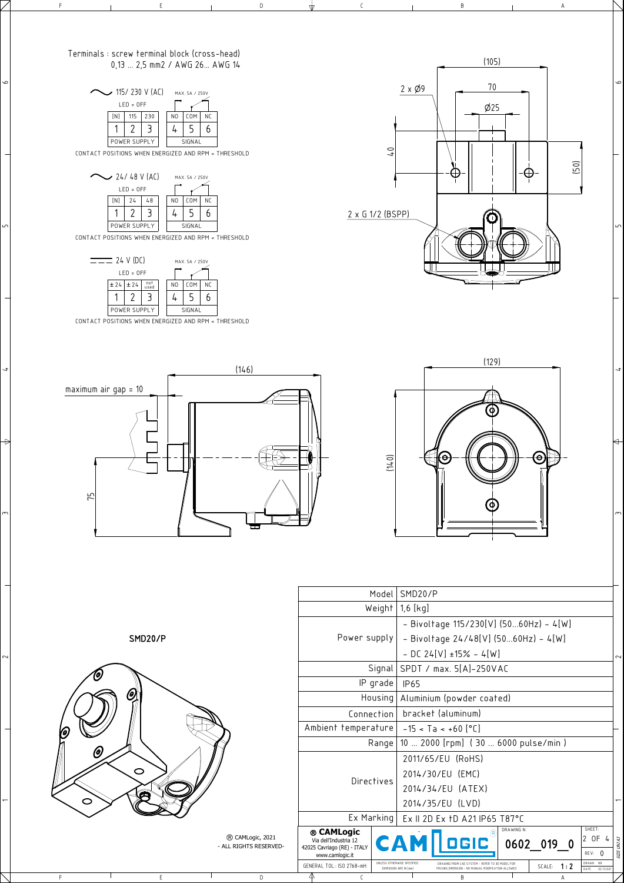Terminals : screw terminal block (cross-head)
0,13 ... 2,5 mm2 / AWG 26... AWG 14

~ 115/ 230 V (AC) — MAX. 5A / 250V

LED = OFF

| [N] | 115 | 230 |
|---|---|---|
| 1 | 2 | 3 |
| POWER SUPPLY | | |

| NO | COM | NC |
|---|---|---|
| 4 | 5 | 6 |
| SIGNAL | | |

CONTACT POSITIONS WHEN ENERGIZED AND RPM < THRESHOLD

~ 24/ 48 V (AC) — MAX. 5A / 250V

LED = OFF

| [N] | 24 | 48 |
|---|---|---|
| 1 | 2 | 3 |
| POWER SUPPLY | | |

| NO | COM | NC |
|---|---|---|
| 4 | 5 | 6 |
| SIGNAL | | |

CONTACT POSITIONS WHEN ENERGIZED AND RPM < THRESHOLD

24 V (DC) — MAX. 5A / 250V

LED = OFF

| ±24 | ±24 | not used |
|---|---|---|
| 1 | 2 | 3 |
| POWER SUPPLY | | |

| NO | COM | NC |
|---|---|---|
| 4 | 5 | 6 |
| SIGNAL | | |

CONTACT POSITIONS WHEN ENERGIZED AND RPM < THRESHOLD

(105) 70 2 x Ø9 Ø25 40 (50) 2 x G 1/2 (BSPP)

maximum air gap = 10 (146) 75

(129) (140)

**SMD20/P**

| | |
|---|---|
| Model | SMD20/P |
| Weight | 1,6 [kg] |
| Power supply | - Bivoltage 115/230[V] (50...60Hz) - 4[W]<br>- Bivoltage 24/48[V] (50...60Hz) - 4[W]<br>- DC 24[V] ±15% - 4[W] |
| Signal | SPDT / max. 5[A]-250VAC |
| IP grade | IP65 |
| Housing | Aluminium (powder coated) |
| Connection | bracket (aluminum) |
| Ambient temperature | -15 < Ta < +60 [°C] |
| Range | 10 ... 2000 [rpm] ( 30 ... 6000 pulse/min ) |
| Directives | 2011/65/EU (RoHS)<br>2014/30/EU (EMC)<br>2014/34/EU (ATEX)<br>2014/35/EU (LVD) |
| Ex Marking | Ex II 2D Ex tD A21 IP65 T87°C |

® CAMLogic, 2021
- ALL RIGHTS RESERVED-

® CAMLogic
Via dell'Industria 12
42025 Cavriago (RE) - ITALY
www.camlogic.it

GENERAL TOL.: ISO 2768-mH — UNLESS OTHERWISE SPECIFIED DIMENSION ARE IN [mm] — DRAWING FROM CAD SYSTEM - REFER TO 3D MODEL FOR MISSING DIMENSION - NO MANUAL MODIFICATION ALLOWED

DRAWING N. 0602_019_0 — SCALE: 1 : 2 — SHEET: 2 OF 4 — REV: 0 — SIZE UNI A3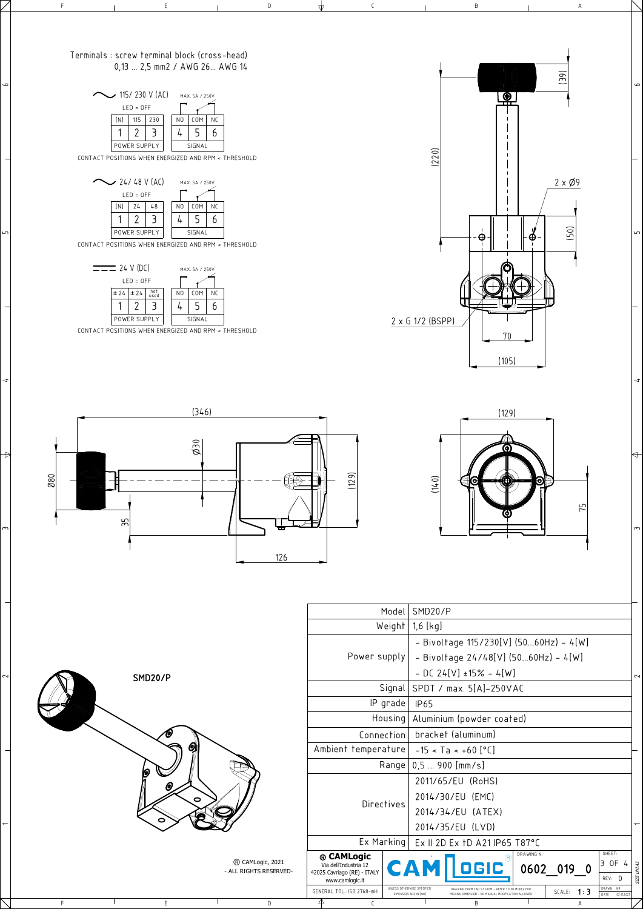Terminals : screw terminal block (cross-head)
0,13 ... 2,5 mm2 / AWG 26... AWG 14

115/ 230 V (AC) — LED = OFF — MAX. 5A / 250V

| [N] | 115 | 230 | NO | COM | NC |
|---|---|---|---|---|---|
| 1 | 2 | 3 | 4 | 5 | 6 |
| POWER SUPPLY | | | SIGNAL | | |

CONTACT POSITIONS WHEN ENERGIZED AND RPM < THRESHOLD

24/ 48 V (AC) — LED = OFF — MAX. 5A / 250V

| [N] | 24 | 48 | NO | COM | NC |
|---|---|---|---|---|---|
| 1 | 2 | 3 | 4 | 5 | 6 |
| POWER SUPPLY | | | SIGNAL | | |

CONTACT POSITIONS WHEN ENERGIZED AND RPM < THRESHOLD

24 V (DC) — LED = OFF — MAX. 5A / 250V

| ±24 | ±24 | not used | NO | COM | NC |
|---|---|---|---|---|---|
| 1 | 2 | 3 | 4 | 5 | 6 |
| POWER SUPPLY | | | SIGNAL | | |

CONTACT POSITIONS WHEN ENERGIZED AND RPM < THRESHOLD

(39) (220) 2 x Ø9 (50) 2 x G 1/2 (BSPP) 70 (105)

(346) Ø30 Ø80 35 126 (129)

(129) (140) 75

SMD20/P

| | |
|---|---|
| Model | SMD20/P |
| Weight | 1,6 [kg] |
| Power supply | - Bivoltage 115/230[V] (50...60Hz) - 4[W]<br>- Bivoltage 24/48[V] (50...60Hz) - 4[W]<br>- DC 24[V] ±15% - 4[W] |
| Signal | SPDT / max. 5[A]-250VAC |
| IP grade | IP65 |
| Housing | Aluminium (powder coated) |
| Connection | bracket (aluminum) |
| Ambient temperature | -15 < Ta < +60 [°C] |
| Range | 0,5 ... 900 [mm/s] |
| Directives | 2011/65/EU (RoHS)<br>2014/30/EU (EMC)<br>2014/34/EU (ATEX)<br>2014/35/EU (LVD) |
| Ex Marking | Ex II 2D Ex tD A21 IP65 T87°C |

® CAMLogic, 2021 - ALL RIGHTS RESERVED-

**® CAMLogic**
Via dell'Industria 12
42025 Cavriago (RE) - ITALY
www.camlogic.it

GENERAL TOL.: ISO 2768-mH — UNLESS OTHERWISE SPECIFIED DIMENSION ARE IN [mm] — DRAWING FROM CAD SYSTEM - REFER TO 3D MODEL FOR MISSING DIMENSION - NO MANUAL MODIFICATION ALLOWED

DRAWING N. 0602_019_0 — SCALE: 1:3 — SHEET: 3 OF 4 — REV: 0 — DRAWN: NR — DATE: 02.11.2021 — SIZE UNI A3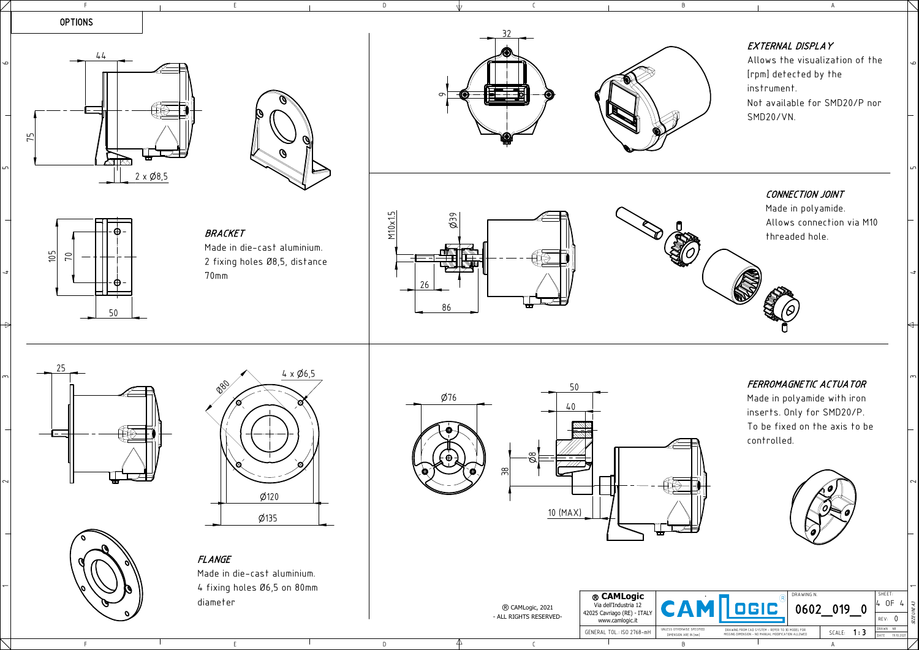# OPTIONS

44

75

2 x Ø8,5

105

70

50

## BRACKET

Made in die-cast aluminium.
2 fixing holes Ø8,5, distance 70mm

32

9

## EXTERNAL DISPLAY

Allows the visualization of the [rpm] detected by the instrument.
Not available for SMD20/P nor SMD20/VN.

M10x1.5

Ø39

26

86

## CONNECTION JOINT

Made in polyamide.
Allows connection via M10 threaded hole.

25

Ø80

4 x Ø6,5

Ø120

Ø135

## FLANGE

Made in die-cast aluminium.
4 fixing holes Ø6,5 on 80mm diameter

Ø76

50

40

Ø8

38

10 (MAX)

## FERROMAGNETIC ACTUATOR

Made in polyamide with iron inserts. Only for SMD20/P.
To be fixed on the axis to be controlled.

® CAMLogic, 2021
- ALL RIGHTS RESERVED-

® CAMLogic
Via dell'Industria 12
42025 Cavriago (RE) - ITALY
www.camlogic.it

GENERAL TOL.: ISO 2768-mH

UNLESS OTHERWISE SPECIFIED DIMENSION ARE IN [mm]

DRAWING FROM CAD SYSTEM - REFER TO 3D MODEL FOR MISSING DIMENSION - NO MANUAL MODIFICATION ALLOWED

DRAWING N. 0602_019_0

SCALE: 1 : 3

REV: 0